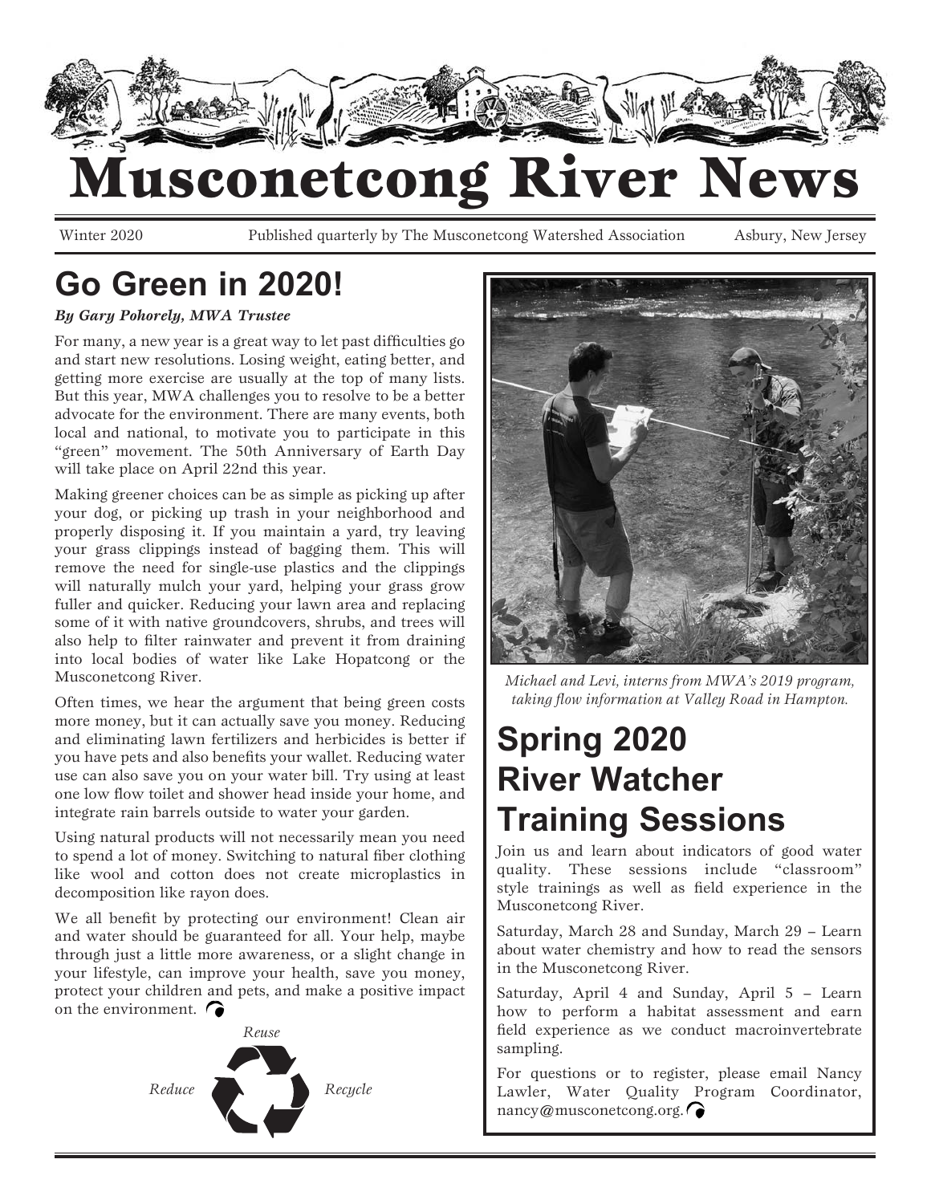# Musconetcong River News

Winter 2020 Published quarterly by The Musconetcong Watershed Association Asbury, New Jersey

## Go Green in 2020!

***By Gary Pohorely, MWA Trustee***

For many, a new year is a great way to let past difficulties go and start new resolutions. Losing weight, eating better, and getting more exercise are usually at the top of many lists. But this year, MWA challenges you to resolve to be a better advocate for the environment. There are many events, both local and national, to motivate you to participate in this "green" movement. The 50th Anniversary of Earth Day will take place on April 22nd this year.

Making greener choices can be as simple as picking up after your dog, or picking up trash in your neighborhood and properly disposing it. If you maintain a yard, try leaving your grass clippings instead of bagging them. This will remove the need for single-use plastics and the clippings will naturally mulch your yard, helping your grass grow fuller and quicker. Reducing your lawn area and replacing some of it with native groundcovers, shrubs, and trees will also help to filter rainwater and prevent it from draining into local bodies of water like Lake Hopatcong or the Musconetcong River.

Often times, we hear the argument that being green costs more money, but it can actually save you money. Reducing and eliminating lawn fertilizers and herbicides is better if you have pets and also benefits your wallet. Reducing water use can also save you on your water bill. Try using at least one low flow toilet and shower head inside your home, and integrate rain barrels outside to water your garden.

Using natural products will not necessarily mean you need to spend a lot of money. Switching to natural fiber clothing like wool and cotton does not create microplastics in decomposition like rayon does.

We all benefit by protecting our environment! Clean air and water should be guaranteed for all. Your help, maybe through just a little more awareness, or a slight change in your lifestyle, can improve your health, save you money, protect your children and pets, and make a positive impact on the environment.

*Reuse*

*Reduce* *Recycle*

*Michael and Levi, interns from MWA's 2019 program, taking flow information at Valley Road in Hampton.*

## Spring 2020 River Watcher Training Sessions

Join us and learn about indicators of good water quality. These sessions include "classroom" style trainings as well as field experience in the Musconetcong River.

Saturday, March 28 and Sunday, March 29 – Learn about water chemistry and how to read the sensors in the Musconetcong River.

Saturday, April 4 and Sunday, April 5 – Learn how to perform a habitat assessment and earn field experience as we conduct macroinvertebrate sampling.

For questions or to register, please email Nancy Lawler, Water Quality Program Coordinator, nancy@musconetcong.org.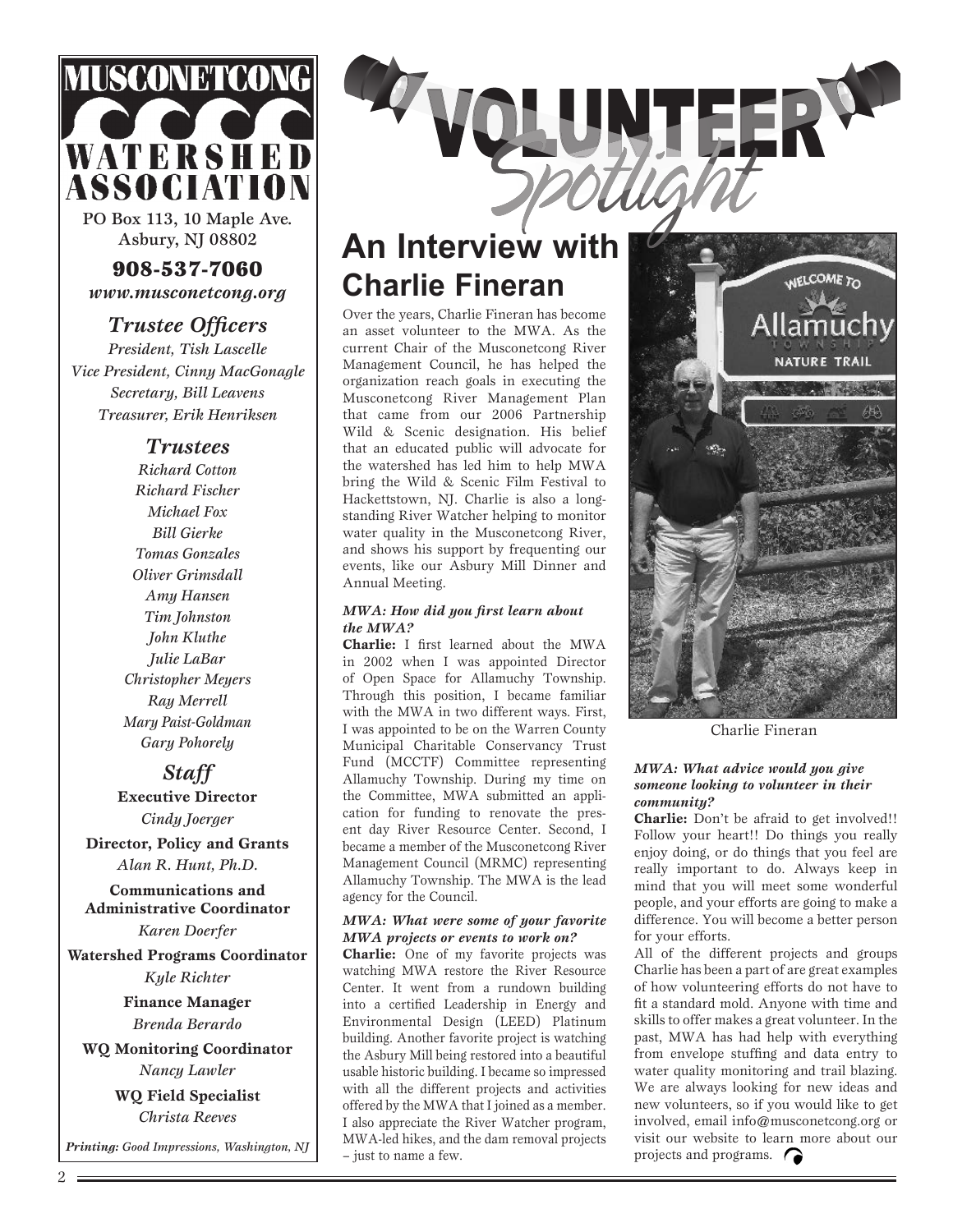# MUSCONETCONG WATERSHED ASSOCIATION

PO Box 113, 10 Maple Ave.
Asbury, NJ 08802

**908-537-7060**
*www.musconetcong.org*

### *Trustee Officers*

*President, Tish Lascelle*
*Vice President, Cinny MacGonagle*
*Secretary, Bill Leavens*
*Treasurer, Erik Henriksen*

### *Trustees*

*Richard Cotton*
*Richard Fischer*
*Michael Fox*
*Bill Gierke*
*Tomas Gonzales*
*Oliver Grimsdall*
*Amy Hansen*
*Tim Johnston*
*John Kluthe*
*Julie LaBar*
*Christopher Meyers*
*Ray Merrell*
*Mary Paist-Goldman*
*Gary Pohorely*

### *Staff*

**Executive Director**
*Cindy Joerger*

**Director, Policy and Grants**
*Alan R. Hunt, Ph.D.*

**Communications and Administrative Coordinator**
*Karen Doerfer*

**Watershed Programs Coordinator**
*Kyle Richter*

**Finance Manager**
*Brenda Berardo*

**WQ Monitoring Coordinator**
*Nancy Lawler*

**WQ Field Specialist**
*Christa Reeves*

***Printing:** Good Impressions, Washington, NJ*

# VOLUNTEER Spotlight

## An Interview with Charlie Fineran

Over the years, Charlie Fineran has become an asset volunteer to the MWA. As the current Chair of the Musconetcong River Management Council, he has helped the organization reach goals in executing the Musconetcong River Management Plan that came from our 2006 Partnership Wild & Scenic designation. His belief that an educated public will advocate for the watershed has led him to help MWA bring the Wild & Scenic Film Festival to Hackettstown, NJ. Charlie is also a long-standing River Watcher helping to monitor water quality in the Musconetcong River, and shows his support by frequenting our events, like our Asbury Mill Dinner and Annual Meeting.

***MWA: How did you first learn about the MWA?***

**Charlie:** I first learned about the MWA in 2002 when I was appointed Director of Open Space for Allamuchy Township. Through this position, I became familiar with the MWA in two different ways. First, I was appointed to be on the Warren County Municipal Charitable Conservancy Trust Fund (MCCTF) Committee representing Allamuchy Township. During my time on the Committee, MWA submitted an application for funding to renovate the present day River Resource Center. Second, I became a member of the Musconetcong River Management Council (MRMC) representing Allamuchy Township. The MWA is the lead agency for the Council.

***MWA: What were some of your favorite MWA projects or events to work on?***

**Charlie:** One of my favorite projects was watching MWA restore the River Resource Center. It went from a rundown building into a certified Leadership in Energy and Environmental Design (LEED) Platinum building. Another favorite project is watching the Asbury Mill being restored into a beautiful usable historic building. I became so impressed with all the different projects and activities offered by the MWA that I joined as a member. I also appreciate the River Watcher program, MWA-led hikes, and the dam removal projects – just to name a few.

Charlie Fineran

***MWA: What advice would you give someone looking to volunteer in their community?***

**Charlie:** Don't be afraid to get involved!! Follow your heart!! Do things you really enjoy doing, or do things that you feel are really important to do. Always keep in mind that you will meet some wonderful people, and your efforts are going to make a difference. You will become a better person for your efforts.

All of the different projects and groups Charlie has been a part of are great examples of how volunteering efforts do not have to fit a standard mold. Anyone with time and skills to offer makes a great volunteer. In the past, MWA has had help with everything from envelope stuffing and data entry to water quality monitoring and trail blazing. We are always looking for new ideas and new volunteers, so if you would like to get involved, email info@musconetcong.org or visit our website to learn more about our projects and programs.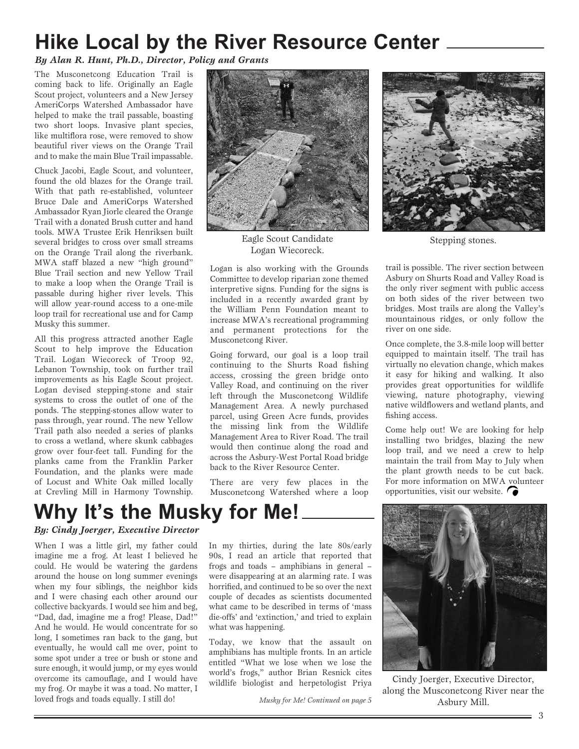# Hike Local by the River Resource Center

*By Alan R. Hunt, Ph.D., Director, Policy and Grants*

The Musconetcong Education Trail is coming back to life. Originally an Eagle Scout project, volunteers and a New Jersey AmeriCorps Watershed Ambassador have helped to make the trail passable, boasting two short loops. Invasive plant species, like multiflora rose, were removed to show beautiful river views on the Orange Trail and to make the main Blue Trail impassable.

Chuck Jacobi, Eagle Scout, and volunteer, found the old blazes for the Orange trail. With that path re-established, volunteer Bruce Dale and AmeriCorps Watershed Ambassador Ryan Jiorle cleared the Orange Trail with a donated Brush cutter and hand tools. MWA Trustee Erik Henriksen built several bridges to cross over small streams on the Orange Trail along the riverbank. MWA staff blazed a new "high ground" Blue Trail section and new Yellow Trail to make a loop when the Orange Trail is passable during higher river levels. This will allow year-round access to a one-mile loop trail for recreational use and for Camp Musky this summer.

All this progress attracted another Eagle Scout to help improve the Education Trail. Logan Wiecoreck of Troop 92, Lebanon Township, took on further trail improvements as his Eagle Scout project. Logan devised stepping-stone and stair systems to cross the outlet of one of the ponds. The stepping-stones allow water to pass through, year round. The new Yellow Trail path also needed a series of planks to cross a wetland, where skunk cabbages grow over four-feet tall. Funding for the planks came from the Franklin Parker Foundation, and the planks were made of Locust and White Oak milled locally at Crevling Mill in Harmony Township.

Eagle Scout Candidate Logan Wiecoreck.

Logan is also working with the Grounds Committee to develop riparian zone themed interpretive signs. Funding for the signs is included in a recently awarded grant by the William Penn Foundation meant to increase MWA's recreational programming and permanent protections for the Musconetcong River.

Going forward, our goal is a loop trail continuing to the Shurts Road fishing access, crossing the green bridge onto Valley Road, and continuing on the river left through the Musconetcong Wildlife Management Area. A newly purchased parcel, using Green Acre funds, provides the missing link from the Wildlife Management Area to River Road. The trail would then continue along the road and across the Asbury-West Portal Road bridge back to the River Resource Center.

There are very few places in the Musconetcong Watershed where a loop trail is possible. The river section between Asbury on Shurts Road and Valley Road is the only river segment with public access on both sides of the river between two bridges. Most trails are along the Valley's mountainous ridges, or only follow the river on one side.

Stepping stones.

Once complete, the 3.8-mile loop will better equipped to maintain itself. The trail has virtually no elevation change, which makes it easy for hiking and walking. It also provides great opportunities for wildlife viewing, nature photography, viewing native wildflowers and wetland plants, and fishing access.

Come help out! We are looking for help installing two bridges, blazing the new loop trail, and we need a crew to help maintain the trail from May to July when the plant growth needs to be cut back. For more information on MWA volunteer opportunities, visit our website.

# Why It's the Musky for Me!

*By: Cindy Joerger, Executive Director*

When I was a little girl, my father could imagine me a frog. At least I believed he could. He would be watering the gardens around the house on long summer evenings when my four siblings, the neighbor kids and I were chasing each other around our collective backyards. I would see him and beg, "Dad, dad, imagine me a frog! Please, Dad!" And he would. He would concentrate for so long, I sometimes ran back to the gang, but eventually, he would call me over, point to some spot under a tree or bush or stone and sure enough, it would jump, or my eyes would overcome its camouflage, and I would have my frog. Or maybe it was a toad. No matter, I loved frogs and toads equally. I still do!

In my thirties, during the late 80s/early 90s, I read an article that reported that frogs and toads – amphibians in general – were disappearing at an alarming rate. I was horrified, and continued to be so over the next couple of decades as scientists documented what came to be described in terms of 'mass die-offs' and 'extinction,' and tried to explain what was happening.

Today, we know that the assault on amphibians has multiple fronts. In an article entitled "What we lose when we lose the world's frogs," author Brian Resnick cites wildlife biologist and herpetologist Priya

*Musky for Me! Continued on page 5*

Cindy Joerger, Executive Director, along the Musconetcong River near the Asbury Mill.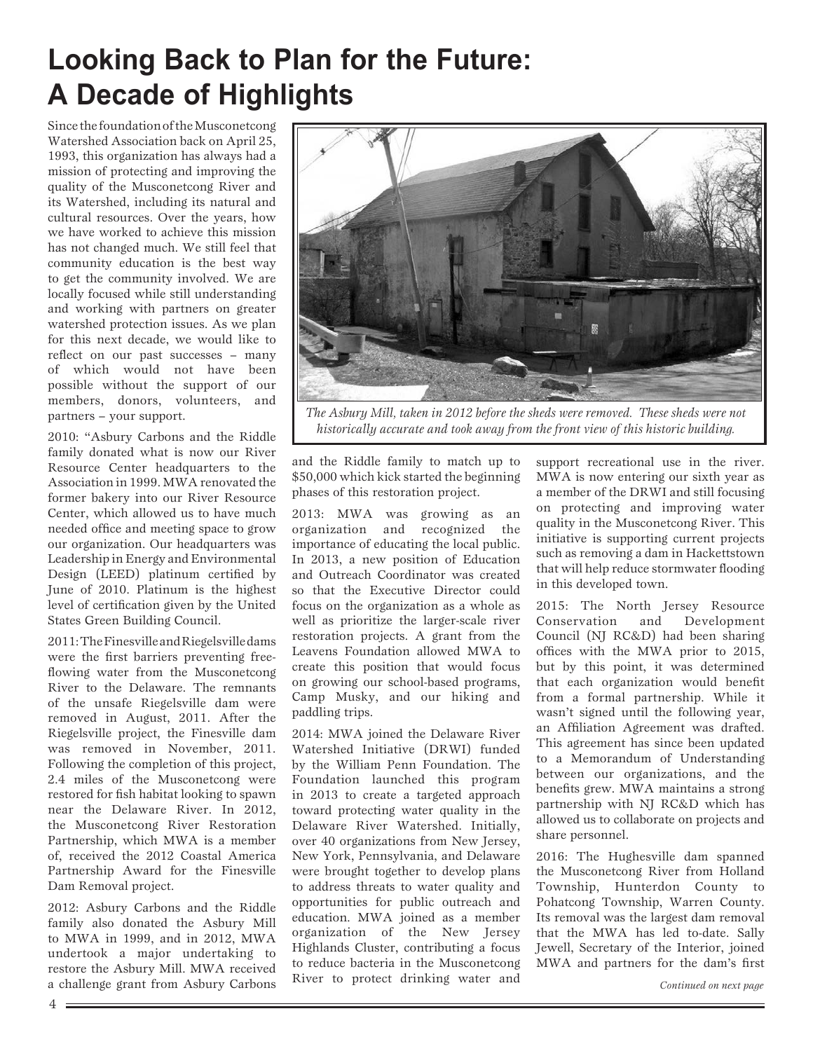# Looking Back to Plan for the Future: A Decade of Highlights

Since the foundation of the Musconetcong Watershed Association back on April 25, 1993, this organization has always had a mission of protecting and improving the quality of the Musconetcong River and its Watershed, including its natural and cultural resources. Over the years, how we have worked to achieve this mission has not changed much. We still feel that community education is the best way to get the community involved. We are locally focused while still understanding and working with partners on greater watershed protection issues. As we plan for this next decade, we would like to reflect on our past successes – many of which would not have been possible without the support of our members, donors, volunteers, and partners – your support.

2010: "Asbury Carbons and the Riddle family donated what is now our River Resource Center headquarters to the Association in 1999. MWA renovated the former bakery into our River Resource Center, which allowed us to have much needed office and meeting space to grow our organization. Our headquarters was Leadership in Energy and Environmental Design (LEED) platinum certified by June of 2010. Platinum is the highest level of certification given by the United States Green Building Council.

2011: The Finesville and Riegelsville dams were the first barriers preventing free-flowing water from the Musconetcong River to the Delaware. The remnants of the unsafe Riegelsville dam were removed in August, 2011. After the Riegelsville project, the Finesville dam was removed in November, 2011. Following the completion of this project, 2.4 miles of the Musconetcong were restored for fish habitat looking to spawn near the Delaware River. In 2012, the Musconetcong River Restoration Partnership, which MWA is a member of, received the 2012 Coastal America Partnership Award for the Finesville Dam Removal project.

2012: Asbury Carbons and the Riddle family also donated the Asbury Mill to MWA in 1999, and in 2012, MWA undertook a major undertaking to restore the Asbury Mill. MWA received a challenge grant from Asbury Carbons and the Riddle family to match up to $50,000 which kick started the beginning phases of this restoration project.

*The Asbury Mill, taken in 2012 before the sheds were removed. These sheds were not historically accurate and took away from the front view of this historic building.*

2013: MWA was growing as an organization and recognized the importance of educating the local public. In 2013, a new position of Education and Outreach Coordinator was created so that the Executive Director could focus on the organization as a whole as well as prioritize the larger-scale river restoration projects. A grant from the Leavens Foundation allowed MWA to create this position that would focus on growing our school-based programs, Camp Musky, and our hiking and paddling trips.

2014: MWA joined the Delaware River Watershed Initiative (DRWI) funded by the William Penn Foundation. The Foundation launched this program in 2013 to create a targeted approach toward protecting water quality in the Delaware River Watershed. Initially, over 40 organizations from New Jersey, New York, Pennsylvania, and Delaware were brought together to develop plans to address threats to water quality and opportunities for public outreach and education. MWA joined as a member organization of the New Jersey Highlands Cluster, contributing a focus to reduce bacteria in the Musconetcong River to protect drinking water and support recreational use in the river. MWA is now entering our sixth year as a member of the DRWI and still focusing on protecting and improving water quality in the Musconetcong River. This initiative is supporting current projects such as removing a dam in Hackettstown that will help reduce stormwater flooding in this developed town.

2015: The North Jersey Resource Conservation and Development Council (NJ RC&D) had been sharing offices with the MWA prior to 2015, but by this point, it was determined that each organization would benefit from a formal partnership. While it wasn't signed until the following year, an Affiliation Agreement was drafted. This agreement has since been updated to a Memorandum of Understanding between our organizations, and the benefits grew. MWA maintains a strong partnership with NJ RC&D which has allowed us to collaborate on projects and share personnel.

2016: The Hughesville dam spanned the Musconetcong River from Holland Township, Hunterdon County to Pohatcong Township, Warren County. Its removal was the largest dam removal that the MWA has led to-date. Sally Jewell, Secretary of the Interior, joined MWA and partners for the dam's first

*Continued on next page*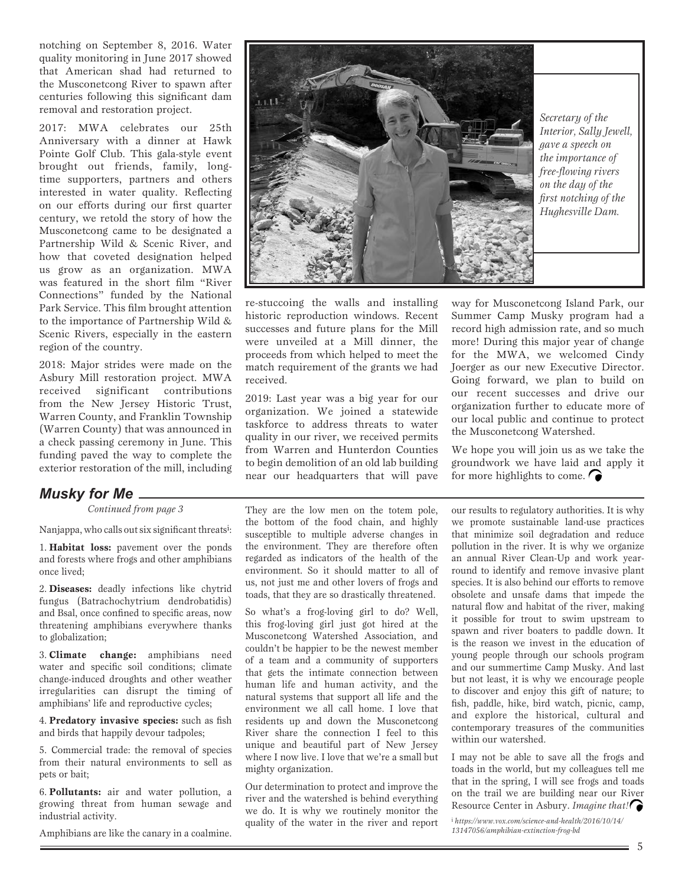notching on September 8, 2016. Water quality monitoring in June 2017 showed that American shad had returned to the Musconetcong River to spawn after centuries following this significant dam removal and restoration project.

2017: MWA celebrates our 25th Anniversary with a dinner at Hawk Pointe Golf Club. This gala-style event brought out friends, family, long-time supporters, partners and others interested in water quality. Reflecting on our efforts during our first quarter century, we retold the story of how the Musconetcong came to be designated a Partnership Wild & Scenic River, and how that coveted designation helped us grow as an organization. MWA was featured in the short film "River Connections" funded by the National Park Service. This film brought attention to the importance of Partnership Wild & Scenic Rivers, especially in the eastern region of the country.

2018: Major strides were made on the Asbury Mill restoration project. MWA received significant contributions from the New Jersey Historic Trust, Warren County, and Franklin Township (Warren County) that was announced in a check passing ceremony in June. This funding paved the way to complete the exterior restoration of the mill, including re-stuccoing the walls and installing historic reproduction windows. Recent successes and future plans for the Mill were unveiled at a Mill dinner, the proceeds from which helped to meet the match requirement of the grants we had received.

*Secretary of the Interior, Sally Jewell, gave a speech on the importance of free-flowing rivers on the day of the first notching of the Hughesville Dam.*

2019: Last year was a big year for our organization. We joined a statewide taskforce to address threats to water quality in our river, we received permits from Warren and Hunterdon Counties to begin demolition of an old lab building near our headquarters that will pave way for Musconetcong Island Park, our Summer Camp Musky program had a record high admission rate, and so much more! During this major year of change for the MWA, we welcomed Cindy Joerger as our new Executive Director. Going forward, we plan to build on our recent successes and drive our organization further to educate more of our local public and continue to protect the Musconetcong Watershed.

We hope you will join us as we take the groundwork we have laid and apply it for more highlights to come.

## *Musky for Me*

*Continued from page 3*

Nanjappa, who calls out six significant threats[i]:

1. **Habitat loss:** pavement over the ponds and forests where frogs and other amphibians once lived;

2. **Diseases:** deadly infections like chytrid fungus (Batrachochytrium dendrobatidis) and Bsal, once confined to specific areas, now threatening amphibians everywhere thanks to globalization;

3. **Climate change:** amphibians need water and specific soil conditions; climate change-induced droughts and other weather irregularities can disrupt the timing of amphibians' life and reproductive cycles;

4. **Predatory invasive species:** such as fish and birds that happily devour tadpoles;

5. Commercial trade: the removal of species from their natural environments to sell as pets or bait;

6. **Pollutants:** air and water pollution, a growing threat from human sewage and industrial activity.

Amphibians are like the canary in a coalmine. They are the low men on the totem pole, the bottom of the food chain, and highly susceptible to multiple adverse changes in the environment. They are therefore often regarded as indicators of the health of the environment. So it should matter to all of us, not just me and other lovers of frogs and toads, that they are so drastically threatened.

So what's a frog-loving girl to do? Well, this frog-loving girl just got hired at the Musconetcong Watershed Association, and couldn't be happier to be the newest member of a team and a community of supporters that gets the intimate connection between human life and human activity, and the natural systems that support all life and the environment we all call home. I love that residents up and down the Musconetcong River share the connection I feel to this unique and beautiful part of New Jersey where I now live. I love that we're a small but mighty organization.

Our determination to protect and improve the river and the watershed is behind everything we do. It is why we routinely monitor the quality of the water in the river and report our results to regulatory authorities. It is why we promote sustainable land-use practices that minimize soil degradation and reduce pollution in the river. It is why we organize an annual River Clean-Up and work year-round to identify and remove invasive plant species. It is also behind our efforts to remove obsolete and unsafe dams that impede the natural flow and habitat of the river, making it possible for trout to swim upstream to spawn and river boaters to paddle down. It is the reason we invest in the education of young people through our schools program and our summertime Camp Musky. And last but not least, it is why we encourage people to discover and enjoy this gift of nature; to fish, paddle, hike, bird watch, picnic, camp, and explore the historical, cultural and contemporary treasures of the communities within our watershed.

I may not be able to save all the frogs and toads in the world, but my colleagues tell me that in the spring, I will see frogs and toads on the trail we are building near our River Resource Center in Asbury. *Imagine that!*

[i] *https://www.vox.com/science-and-health/2016/10/14/13147056/amphibian-extinction-frog-bd*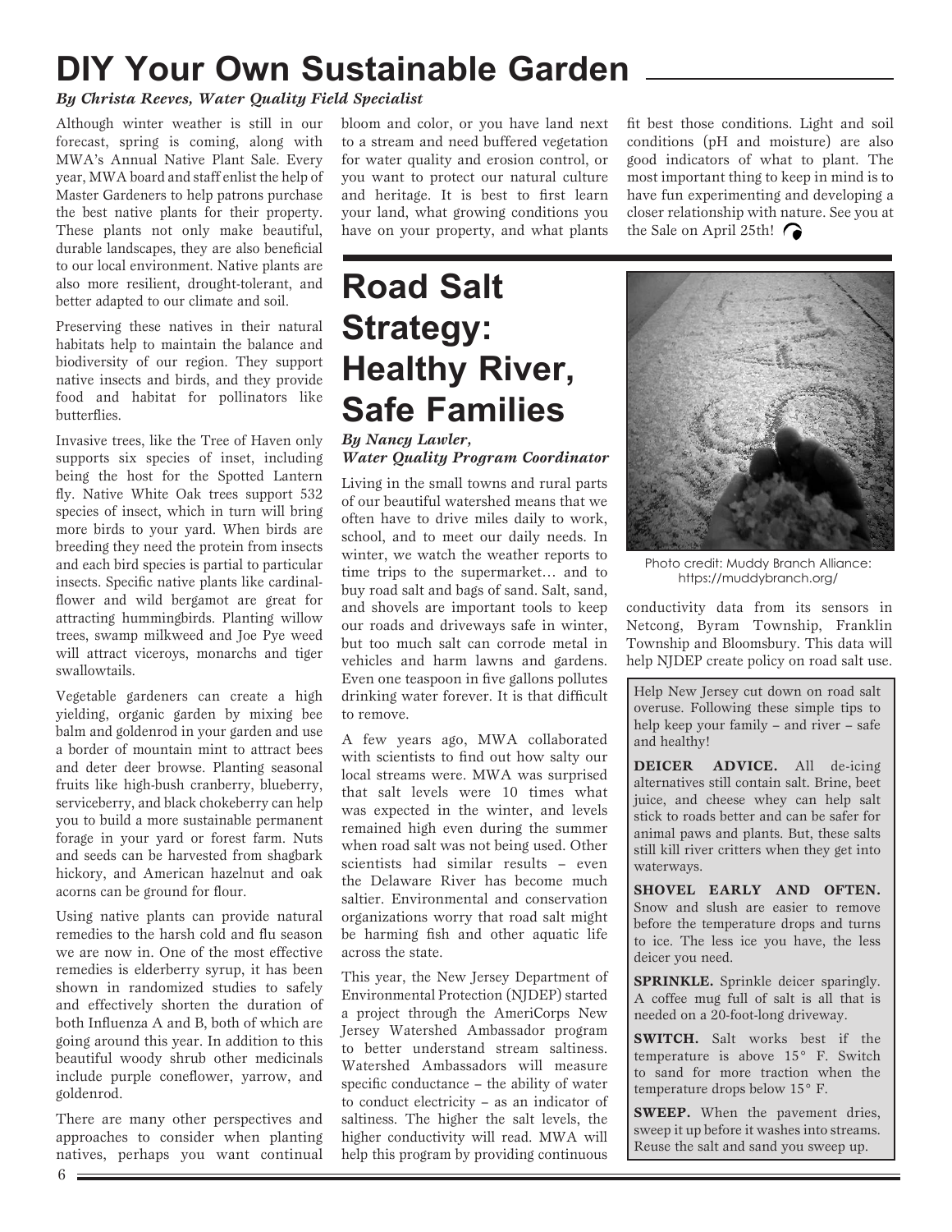# DIY Your Own Sustainable Garden

***By Christa Reeves, Water Quality Field Specialist***

Although winter weather is still in our forecast, spring is coming, along with MWA's Annual Native Plant Sale. Every year, MWA board and staff enlist the help of Master Gardeners to help patrons purchase the best native plants for their property. These plants not only make beautiful, durable landscapes, they are also beneficial to our local environment. Native plants are also more resilient, drought-tolerant, and better adapted to our climate and soil.

Preserving these natives in their natural habitats help to maintain the balance and biodiversity of our region. They support native insects and birds, and they provide food and habitat for pollinators like butterflies.

Invasive trees, like the Tree of Haven only supports six species of inset, including being the host for the Spotted Lantern fly. Native White Oak trees support 532 species of insect, which in turn will bring more birds to your yard. When birds are breeding they need the protein from insects and each bird species is partial to particular insects. Specific native plants like cardinal-flower and wild bergamot are great for attracting hummingbirds. Planting willow trees, swamp milkweed and Joe Pye weed will attract viceroys, monarchs and tiger swallowtails.

Vegetable gardeners can create a high yielding, organic garden by mixing bee balm and goldenrod in your garden and use a border of mountain mint to attract bees and deter deer browse. Planting seasonal fruits like high-bush cranberry, blueberry, serviceberry, and black chokeberry can help you to build a more sustainable permanent forage in your yard or forest farm. Nuts and seeds can be harvested from shagbark hickory, and American hazelnut and oak acorns can be ground for flour.

Using native plants can provide natural remedies to the harsh cold and flu season we are now in. One of the most effective remedies is elderberry syrup, it has been shown in randomized studies to safely and effectively shorten the duration of both Influenza A and B, both of which are going around this year. In addition to this beautiful woody shrub other medicinals include purple coneflower, yarrow, and goldenrod.

There are many other perspectives and approaches to consider when planting natives, perhaps you want continual bloom and color, or you have land next to a stream and need buffered vegetation for water quality and erosion control, or you want to protect our natural culture and heritage. It is best to first learn your land, what growing conditions you have on your property, and what plants fit best those conditions. Light and soil conditions (pH and moisture) are also good indicators of what to plant. The most important thing to keep in mind is to have fun experimenting and developing a closer relationship with nature. See you at the Sale on April 25th!

# Road Salt Strategy: Healthy River, Safe Families

***By Nancy Lawler, Water Quality Program Coordinator***

Living in the small towns and rural parts of our beautiful watershed means that we often have to drive miles daily to work, school, and to meet our daily needs. In winter, we watch the weather reports to time trips to the supermarket… and to buy road salt and bags of sand. Salt, sand, and shovels are important tools to keep our roads and driveways safe in winter, but too much salt can corrode metal in vehicles and harm lawns and gardens. Even one teaspoon in five gallons pollutes drinking water forever. It is that difficult to remove.

A few years ago, MWA collaborated with scientists to find out how salty our local streams were. MWA was surprised that salt levels were 10 times what was expected in the winter, and levels remained high even during the summer when road salt was not being used. Other scientists had similar results – even the Delaware River has become much saltier. Environmental and conservation organizations worry that road salt might be harming fish and other aquatic life across the state.

This year, the New Jersey Department of Environmental Protection (NJDEP) started a project through the AmeriCorps New Jersey Watershed Ambassador program to better understand stream saltiness. Watershed Ambassadors will measure specific conductance – the ability of water to conduct electricity – as an indicator of saltiness. The higher the salt levels, the higher conductivity will read. MWA will help this program by providing continuous conductivity data from its sensors in Netcong, Byram Township, Franklin Township and Bloomsbury. This data will help NJDEP create policy on road salt use.

Photo credit: Muddy Branch Alliance: https://muddybranch.org/

Help New Jersey cut down on road salt overuse. Following these simple tips to help keep your family – and river – safe and healthy!

**DEICER ADVICE.** All de-icing alternatives still contain salt. Brine, beet juice, and cheese whey can help salt stick to roads better and can be safer for animal paws and plants. But, these salts still kill river critters when they get into waterways.

**SHOVEL EARLY AND OFTEN.** Snow and slush are easier to remove before the temperature drops and turns to ice. The less ice you have, the less deicer you need.

**SPRINKLE.** Sprinkle deicer sparingly. A coffee mug full of salt is all that is needed on a 20-foot-long driveway.

**SWITCH.** Salt works best if the temperature is above 15° F. Switch to sand for more traction when the temperature drops below 15° F.

**SWEEP.** When the pavement dries, sweep it up before it washes into streams. Reuse the salt and sand you sweep up.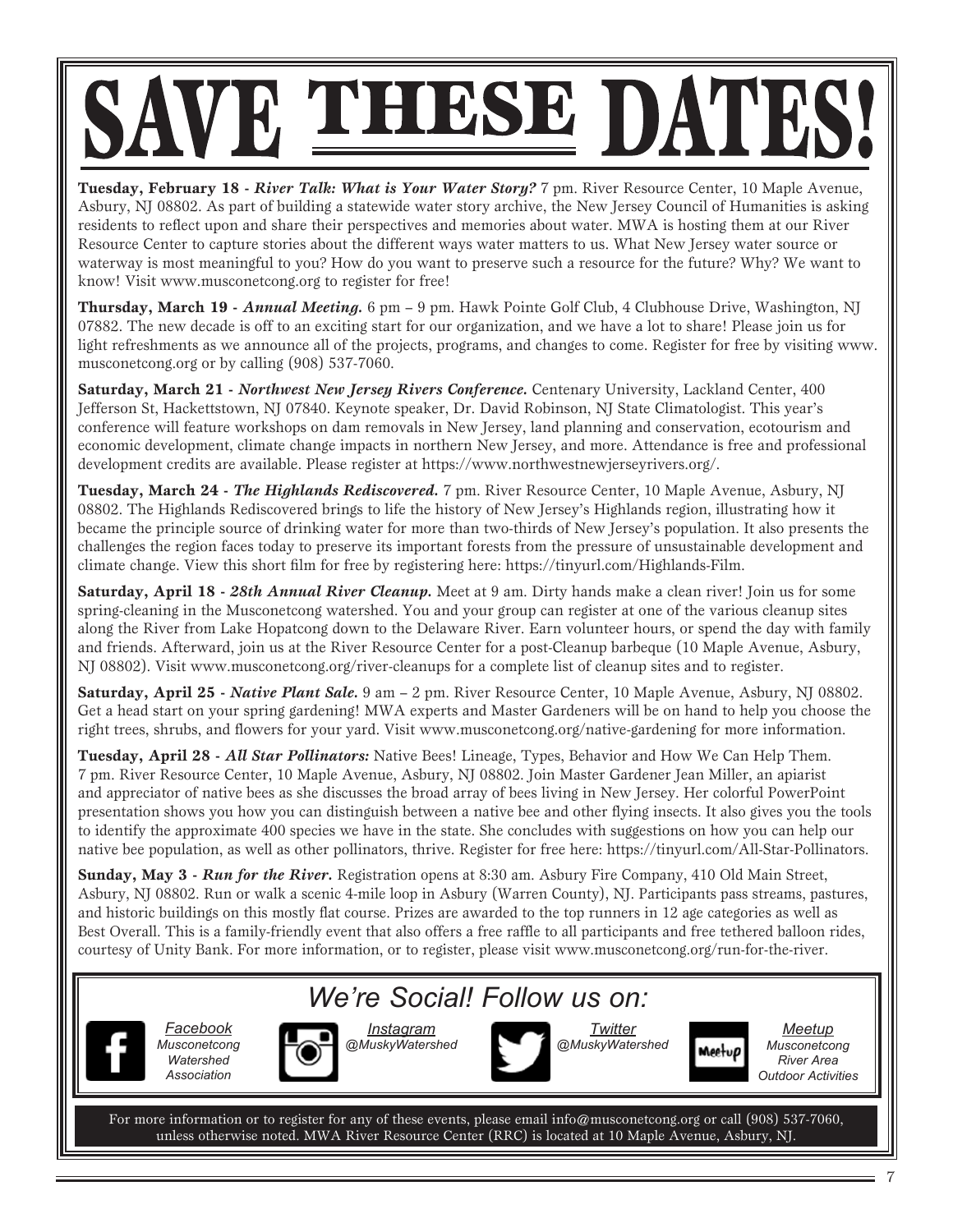# SAVE THESE DATES!

**Tuesday, February 18 -** ***River Talk: What is Your Water Story?*** 7 pm. River Resource Center, 10 Maple Avenue, Asbury, NJ 08802. As part of building a statewide water story archive, the New Jersey Council of Humanities is asking residents to reflect upon and share their perspectives and memories about water. MWA is hosting them at our River Resource Center to capture stories about the different ways water matters to us. What New Jersey water source or waterway is most meaningful to you? How do you want to preserve such a resource for the future? Why? We want to know! Visit www.musconetcong.org to register for free!

**Thursday, March 19 -** ***Annual Meeting.*** 6 pm – 9 pm. Hawk Pointe Golf Club, 4 Clubhouse Drive, Washington, NJ 07882. The new decade is off to an exciting start for our organization, and we have a lot to share! Please join us for light refreshments as we announce all of the projects, programs, and changes to come. Register for free by visiting www.musconetcong.org or by calling (908) 537-7060.

**Saturday, March 21 -** ***Northwest New Jersey Rivers Conference.*** Centenary University, Lackland Center, 400 Jefferson St, Hackettstown, NJ 07840. Keynote speaker, Dr. David Robinson, NJ State Climatologist. This year's conference will feature workshops on dam removals in New Jersey, land planning and conservation, ecotourism and economic development, climate change impacts in northern New Jersey, and more. Attendance is free and professional development credits are available. Please register at https://www.northwestnewjerseyrivers.org/.

**Tuesday, March 24 -** ***The Highlands Rediscovered.*** 7 pm. River Resource Center, 10 Maple Avenue, Asbury, NJ 08802. The Highlands Rediscovered brings to life the history of New Jersey's Highlands region, illustrating how it became the principle source of drinking water for more than two-thirds of New Jersey's population. It also presents the challenges the region faces today to preserve its important forests from the pressure of unsustainable development and climate change. View this short film for free by registering here: https://tinyurl.com/Highlands-Film.

**Saturday, April 18 -** ***28th Annual River Cleanup.*** Meet at 9 am. Dirty hands make a clean river! Join us for some spring-cleaning in the Musconetcong watershed. You and your group can register at one of the various cleanup sites along the River from Lake Hopatcong down to the Delaware River. Earn volunteer hours, or spend the day with family and friends. Afterward, join us at the River Resource Center for a post-Cleanup barbeque (10 Maple Avenue, Asbury, NJ 08802). Visit www.musconetcong.org/river-cleanups for a complete list of cleanup sites and to register.

**Saturday, April 25 -** ***Native Plant Sale.*** 9 am – 2 pm. River Resource Center, 10 Maple Avenue, Asbury, NJ 08802. Get a head start on your spring gardening! MWA experts and Master Gardeners will be on hand to help you choose the right trees, shrubs, and flowers for your yard. Visit www.musconetcong.org/native-gardening for more information.

**Tuesday, April 28 -** ***All Star Pollinators:*** Native Bees! Lineage, Types, Behavior and How We Can Help Them. 7 pm. River Resource Center, 10 Maple Avenue, Asbury, NJ 08802. Join Master Gardener Jean Miller, an apiarist and appreciator of native bees as she discusses the broad array of bees living in New Jersey. Her colorful PowerPoint presentation shows you how you can distinguish between a native bee and other flying insects. It also gives you the tools to identify the approximate 400 species we have in the state. She concludes with suggestions on how you can help our native bee population, as well as other pollinators, thrive. Register for free here: https://tinyurl.com/All-Star-Pollinators.

**Sunday, May 3 -** ***Run for the River.*** Registration opens at 8:30 am. Asbury Fire Company, 410 Old Main Street, Asbury, NJ 08802. Run or walk a scenic 4-mile loop in Asbury (Warren County), NJ. Participants pass streams, pastures, and historic buildings on this mostly flat course. Prizes are awarded to the top runners in 12 age categories as well as Best Overall. This is a family-friendly event that also offers a free raffle to all participants and free tethered balloon rides, courtesy of Unity Bank. For more information, or to register, please visit www.musconetcong.org/run-for-the-river.

## *We're Social! Follow us on:*

*Facebook* — *Musconetcong Watershed Association*

*Instagram* — *@MuskyWatershed*

*Twitter* — *@MuskyWatershed*

*Meetup* — *Musconetcong River Area Outdoor Activities*

For more information or to register for any of these events, please email info@musconetcong.org or call (908) 537-7060, unless otherwise noted. MWA River Resource Center (RRC) is located at 10 Maple Avenue, Asbury, NJ.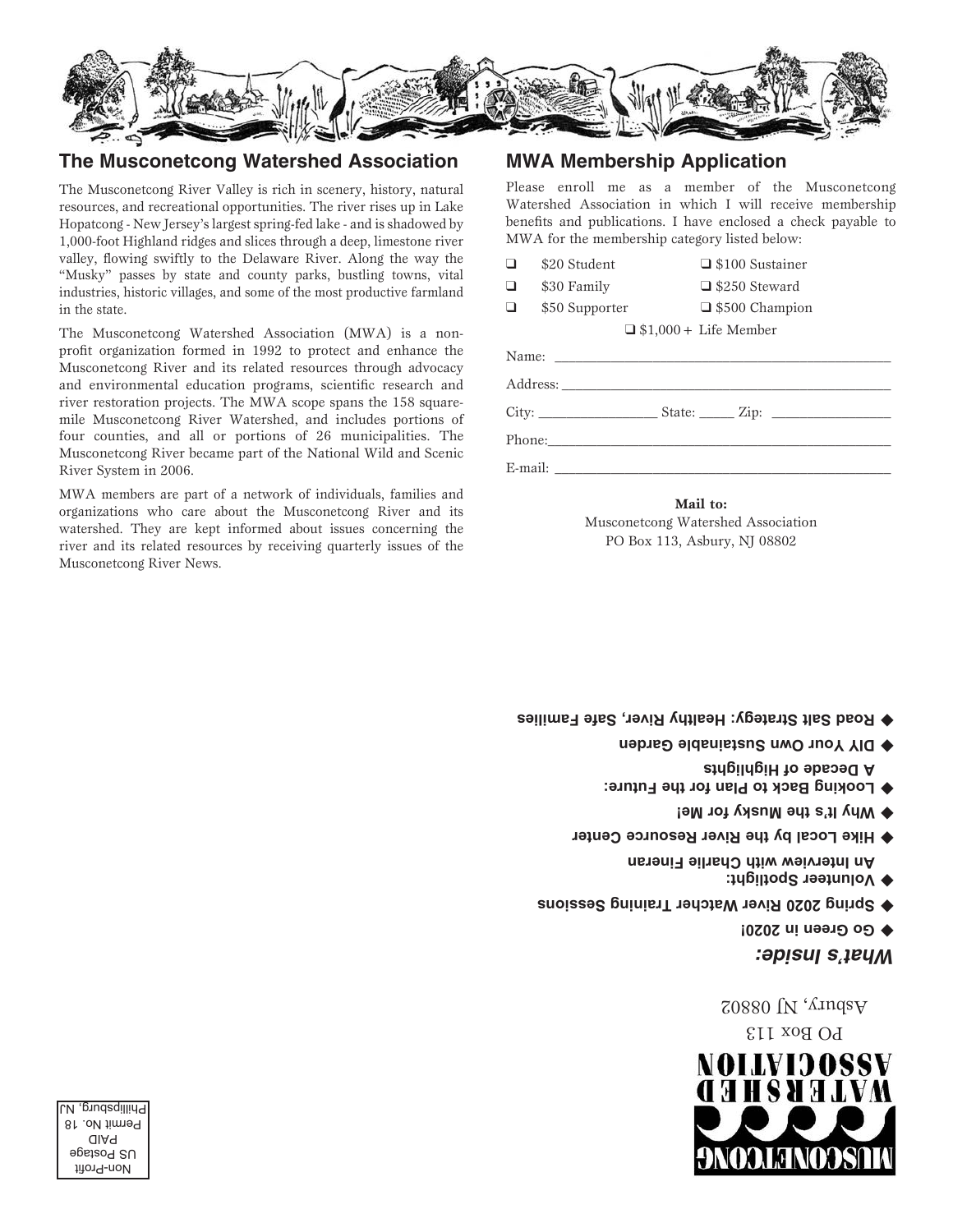## The Musconetcong Watershed Association

The Musconetcong River Valley is rich in scenery, history, natural resources, and recreational opportunities. The river rises up in Lake Hopatcong - New Jersey's largest spring-fed lake - and is shadowed by 1,000-foot Highland ridges and slices through a deep, limestone river valley, flowing swiftly to the Delaware River. Along the way the "Musky" passes by state and county parks, bustling towns, vital industries, historic villages, and some of the most productive farmland in the state.

The Musconetcong Watershed Association (MWA) is a non-profit organization formed in 1992 to protect and enhance the Musconetcong River and its related resources through advocacy and environmental education programs, scientific research and river restoration projects. The MWA scope spans the 158 square-mile Musconetcong River Watershed, and includes portions of four counties, and all or portions of 26 municipalities. The Musconetcong River became part of the National Wild and Scenic River System in 2006.

MWA members are part of a network of individuals, families and organizations who care about the Musconetcong River and its watershed. They are kept informed about issues concerning the river and its related resources by receiving quarterly issues of the Musconetcong River News.

## MWA Membership Application

Please enroll me as a member of the Musconetcong Watershed Association in which I will receive membership benefits and publications. I have enclosed a check payable to MWA for the membership category listed below:

- ❑ $20 Student
- ❑ $30 Family
- ❑ $50 Supporter
- ❑ $100 Sustainer
- ❑ $250 Steward
- ❑ $500 Champion
- ❑ $1,000 + Life Member

Name: ______________________________________________

Address: ____________________________________________

City: _______________ State: _____ Zip: _______________

Phone: ______________________________________________

E-mail: ______________________________________________

**Mail to:**
Musconetcong Watershed Association
PO Box 113, Asbury, NJ 08802

---

MUSCONETCONG WATERSHED ASSOCIATION
PO Box 113
Asbury, NJ 08802

Non-Profit
US Postage
PAID
Permit No. 18
Phillipsburg, NJ

### *What's Inside:*

- ◆ **Go Green in 2020!**
- ◆ **Spring 2020 River Watcher Training Sessions**
- ◆ **Volunteer Spotlight: An Interview with Charlie Fineran**
- ◆ **Hike Local by the River Resource Center**
- ◆ **Why It's the Musky for Me!**
- ◆ **Looking Back to Plan for the Future: A Decade of Highlights**
- ◆ **DIY Your Own Sustainable Garden**
- ◆ **Road Salt Strategy: Healthy River, Safe Families**